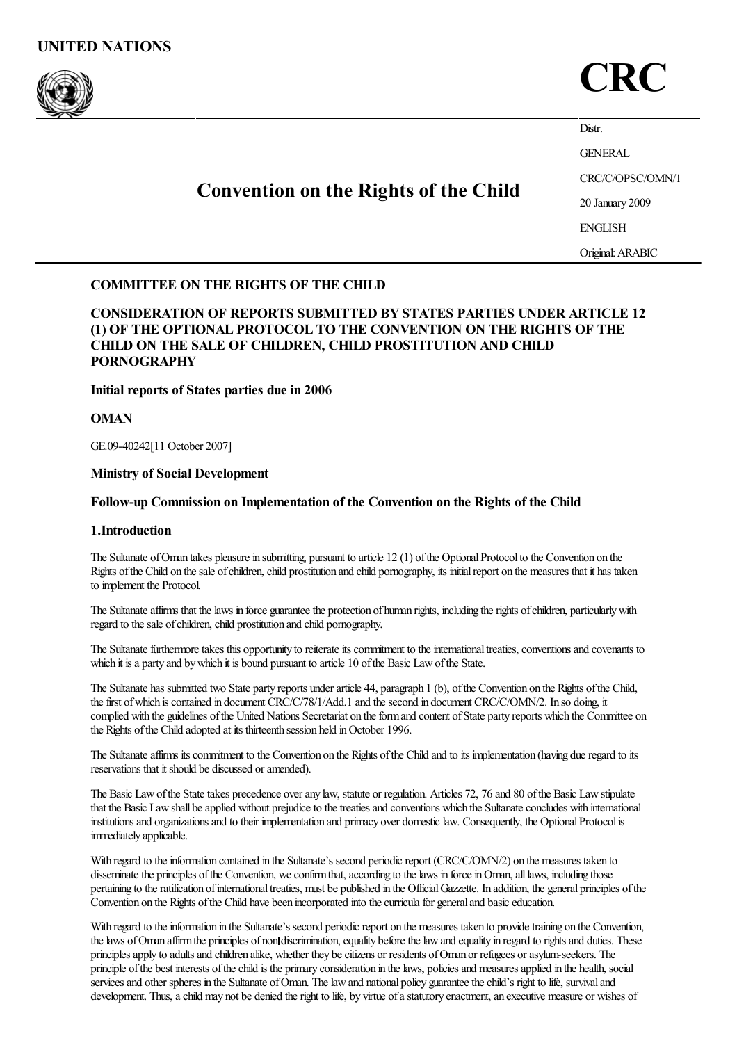UNITED NATIONS

# CRC

Distr.
GENERAL
CRC/C/OPSC/OMN/1
20 January 2009
ENGLISH
Original: ARABIC

## Convention on the Rights of the Child

**COMMITTEE ON THE RIGHTS OF THE CHILD**

**CONSIDERATION OF REPORTS SUBMITTED BY STATES PARTIES UNDER ARTICLE 12 (1) OF THE OPTIONAL PROTOCOL TO THE CONVENTION ON THE RIGHTS OF THE CHILD ON THE SALE OF CHILDREN, CHILD PROSTITUTION AND CHILD PORNOGRAPHY**

**Initial reports of States parties due in 2006**

**OMAN**

GE.09-40242[11 October 2007]

**Ministry of Social Development**

**Follow-up Commission on Implementation of the Convention on the Rights of the Child**

### 1.Introduction

The Sultanate of Oman takes pleasure in submitting, pursuant to article 12 (1) of the Optional Protocol to the Convention on the Rights of the Child on the sale of children, child prostitution and child pornography, its initial report on the measures that it has taken to implement the Protocol.

The Sultanate affirms that the laws in force guarantee the protection of human rights, including the rights of children, particularly with regard to the sale of children, child prostitution and child pornography.

The Sultanate furthermore takes this opportunity to reiterate its commitment to the international treaties, conventions and covenants to which it is a party and by which it is bound pursuant to article 10 of the Basic Law of the State.

The Sultanate has submitted two State party reports under article 44, paragraph 1 (b), of the Convention on the Rights of the Child, the first of which is contained in document CRC/C/78/1/Add.1 and the second in document CRC/C/OMN/2. In so doing, it complied with the guidelines of the United Nations Secretariat on the form and content of State party reports which the Committee on the Rights of the Child adopted at its thirteenth session held in October 1996.

The Sultanate affirms its commitment to the Convention on the Rights of the Child and to its implementation (having due regard to its reservations that it should be discussed or amended).

The Basic Law of the State takes precedence over any law, statute or regulation. Articles 72, 76 and 80 of the Basic Law stipulate that the Basic Law shall be applied without prejudice to the treaties and conventions which the Sultanate concludes with international institutions and organizations and to their implementation and primacy over domestic law. Consequently, the Optional Protocol is immediately applicable.

With regard to the information contained in the Sultanate's second periodic report (CRC/C/OMN/2) on the measures taken to disseminate the principles of the Convention, we confirm that, according to the laws in force in Oman, all laws, including those pertaining to the ratification of international treaties, must be published in the Official Gazette. In addition, the general principles of the Convention on the Rights of the Child have been incorporated into the curricula for general and basic education.

With regard to the information in the Sultanate's second periodic report on the measures taken to provide training on the Convention, the laws of Oman affirm the principles of non-discrimination, equality before the law and equality in regard to rights and duties. These principles apply to adults and children alike, whether they be citizens or residents of Oman or refugees or asylum-seekers. The principle of the best interests of the child is the primary consideration in the laws, policies and measures applied in the health, social services and other spheres in the Sultanate of Oman. The law and national policy guarantee the child's right to life, survival and development. Thus, a child may not be denied the right to life, by virtue of a statutory enactment, an executive measure or wishes of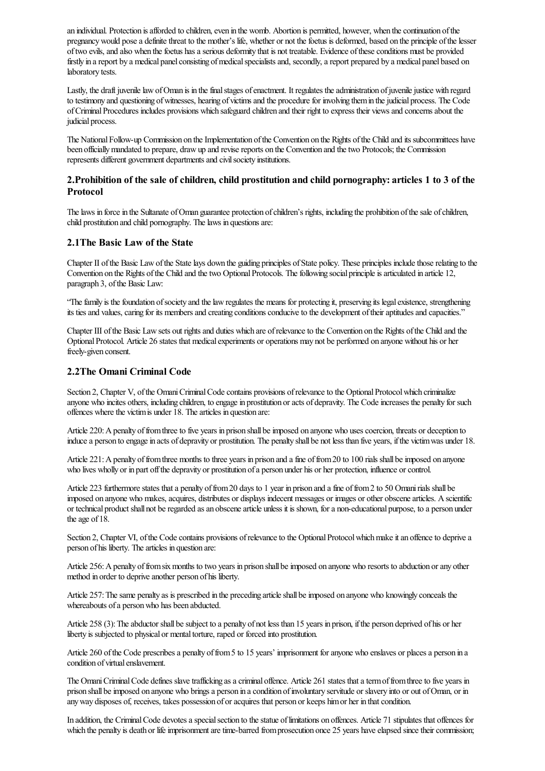an individual. Protection is afforded to children, even in the womb. Abortion is permitted, however, when the continuation of the pregnancy would pose a definite threat to the mother's life, whether or not the foetus is deformed, based on the principle of the lesser of two evils, and also when the foetus has a serious deformity that is not treatable. Evidence of these conditions must be provided firstly in a report by a medical panel consisting of medical specialists and, secondly, a report prepared by a medical panel based on laboratory tests.

Lastly, the draft juvenile law of Oman is in the final stages of enactment. It regulates the administration of juvenile justice with regard to testimony and questioning of witnesses, hearing of victims and the procedure for involving them in the judicial process. The Code of Criminal Procedures includes provisions which safeguard children and their right to express their views and concerns about the judicial process.

The National Follow-up Commission on the Implementation of the Convention on the Rights of the Child and its subcommittees have been officially mandated to prepare, draw up and revise reports on the Convention and the two Protocols; the Commission represents different government departments and civil society institutions.

## 2. Prohibition of the sale of children, child prostitution and child pornography: articles 1 to 3 of the Protocol

The laws in force in the Sultanate of Oman guarantee protection of children's rights, including the prohibition of the sale of children, child prostitution and child pornography. The laws in questions are:

### 2.1 The Basic Law of the State

Chapter II of the Basic Law of the State lays down the guiding principles of State policy. These principles include those relating to the Convention on the Rights of the Child and the two Optional Protocols. The following social principle is articulated in article 12, paragraph 3, of the Basic Law:

"The family is the foundation of society and the law regulates the means for protecting it, preserving its legal existence, strengthening its ties and values, caring for its members and creating conditions conducive to the development of their aptitudes and capacities."

Chapter III of the Basic Law sets out rights and duties which are of relevance to the Convention on the Rights of the Child and the Optional Protocol. Article 26 states that medical experiments or operations may not be performed on anyone without his or her freely-given consent.

### 2.2 The Omani Criminal Code

Section 2, Chapter V, of the Omani Criminal Code contains provisions of relevance to the Optional Protocol which criminalize anyone who incites others, including children, to engage in prostitution or acts of depravity. The Code increases the penalty for such offences where the victim is under 18. The articles in question are:

Article 220: A penalty of from three to five years in prison shall be imposed on anyone who uses coercion, threats or deception to induce a person to engage in acts of depravity or prostitution. The penalty shall be not less than five years, if the victim was under 18.

Article 221: A penalty of from three months to three years in prison and a fine of from 20 to 100 rials shall be imposed on anyone who lives wholly or in part off the depravity or prostitution of a person under his or her protection, influence or control.

Article 223 furthermore states that a penalty of from 20 days to 1 year in prison and a fine of from 2 to 50 Omani rials shall be imposed on anyone who makes, acquires, distributes or displays indecent messages or images or other obscene articles. A scientific or technical product shall not be regarded as an obscene article unless it is shown, for a non-educational purpose, to a person under the age of 18.

Section 2, Chapter VI, of the Code contains provisions of relevance to the Optional Protocol which make it an offence to deprive a person of his liberty. The articles in question are:

Article 256: A penalty of from six months to two years in prison shall be imposed on anyone who resorts to abduction or any other method in order to deprive another person of his liberty.

Article 257: The same penalty as is prescribed in the preceding article shall be imposed on anyone who knowingly conceals the whereabouts of a person who has been abducted.

Article 258 (3): The abductor shall be subject to a penalty of not less than 15 years in prison, if the person deprived of his or her liberty is subjected to physical or mental torture, raped or forced into prostitution.

Article 260 of the Code prescribes a penalty of from 5 to 15 years' imprisonment for anyone who enslaves or places a person in a condition of virtual enslavement.

The Omani Criminal Code defines slave trafficking as a criminal offence. Article 261 states that a term of from three to five years in prison shall be imposed on anyone who brings a person in a condition of involuntary servitude or slavery into or out of Oman, or in any way disposes of, receives, takes possession of or acquires that person or keeps him or her in that condition.

In addition, the Criminal Code devotes a special section to the statue of limitations on offences. Article 71 stipulates that offences for which the penalty is death or life imprisonment are time-barred from prosecution once 25 years have elapsed since their commission;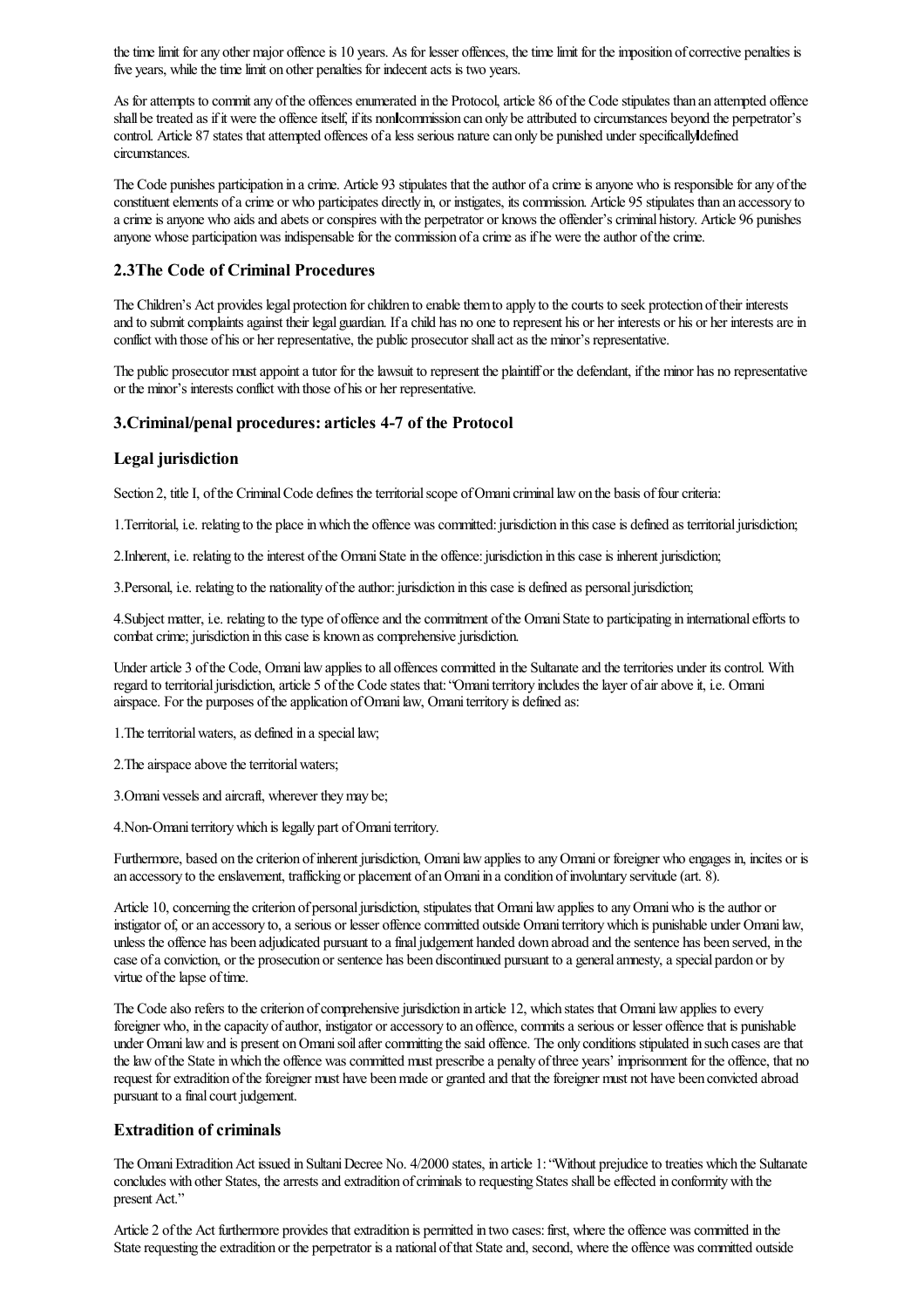the time limit for any other major offence is 10 years. As for lesser offences, the time limit for the imposition of corrective penalties is five years, while the time limit on other penalties for indecent acts is two years.

As for attempts to commit any of the offences enumerated in the Protocol, article 86 of the Code stipulates than an attempted offence shall be treated as if it were the offence itself, if its non-commission can only be attributed to circumstances beyond the perpetrator's control. Article 87 states that attempted offences of a less serious nature can only be punished under specifically defined circumstances.

The Code punishes participation in a crime. Article 93 stipulates that the author of a crime is anyone who is responsible for any of the constituent elements of a crime or who participates directly in, or instigates, its commission. Article 95 stipulates than an accessory to a crime is anyone who aids and abets or conspires with the perpetrator or knows the offender's criminal history. Article 96 punishes anyone whose participation was indispensable for the commission of a crime as if he were the author of the crime.

### 2.3 The Code of Criminal Procedures

The Children's Act provides legal protection for children to enable them to apply to the courts to seek protection of their interests and to submit complaints against their legal guardian. If a child has no one to represent his or her interests or his or her interests are in conflict with those of his or her representative, the public prosecutor shall act as the minor's representative.

The public prosecutor must appoint a tutor for the lawsuit to represent the plaintiff or the defendant, if the minor has no representative or the minor's interests conflict with those of his or her representative.

### 3. Criminal/penal procedures: articles 4-7 of the Protocol

### Legal jurisdiction

Section 2, title I, of the Criminal Code defines the territorial scope of Omani criminal law on the basis of four criteria:

1. Territorial, i.e. relating to the place in which the offence was committed: jurisdiction in this case is defined as territorial jurisdiction;

2. Inherent, i.e. relating to the interest of the Omani State in the offence: jurisdiction in this case is inherent jurisdiction;

3. Personal, i.e. relating to the nationality of the author: jurisdiction in this case is defined as personal jurisdiction;

4. Subject matter, i.e. relating to the type of offence and the commitment of the Omani State to participating in international efforts to combat crime; jurisdiction in this case is known as comprehensive jurisdiction.

Under article 3 of the Code, Omani law applies to all offences committed in the Sultanate and the territories under its control. With regard to territorial jurisdiction, article 5 of the Code states that: "Omani territory includes the layer of air above it, i.e. Omani airspace. For the purposes of the application of Omani law, Omani territory is defined as:

1. The territorial waters, as defined in a special law;

2. The airspace above the territorial waters;

3. Omani vessels and aircraft, wherever they may be;

4. Non-Omani territory which is legally part of Omani territory.

Furthermore, based on the criterion of inherent jurisdiction, Omani law applies to any Omani or foreigner who engages in, incites or is an accessory to the enslavement, trafficking or placement of an Omani in a condition of involuntary servitude (art. 8).

Article 10, concerning the criterion of personal jurisdiction, stipulates that Omani law applies to any Omani who is the author or instigator of, or an accessory to, a serious or lesser offence committed outside Omani territory which is punishable under Omani law, unless the offence has been adjudicated pursuant to a final judgement handed down abroad and the sentence has been served, in the case of a conviction, or the prosecution or sentence has been discontinued pursuant to a general amnesty, a special pardon or by virtue of the lapse of time.

The Code also refers to the criterion of comprehensive jurisdiction in article 12, which states that Omani law applies to every foreigner who, in the capacity of author, instigator or accessory to an offence, commits a serious or lesser offence that is punishable under Omani law and is present on Omani soil after committing the said offence. The only conditions stipulated in such cases are that the law of the State in which the offence was committed must prescribe a penalty of three years' imprisonment for the offence, that no request for extradition of the foreigner must have been made or granted and that the foreigner must not have been convicted abroad pursuant to a final court judgement.

### Extradition of criminals

The Omani Extradition Act issued in Sultani Decree No. 4/2000 states, in article 1: "Without prejudice to treaties which the Sultanate concludes with other States, the arrests and extradition of criminals to requesting States shall be effected in conformity with the present Act."

Article 2 of the Act furthermore provides that extradition is permitted in two cases: first, where the offence was committed in the State requesting the extradition or the perpetrator is a national of that State and, second, where the offence was committed outside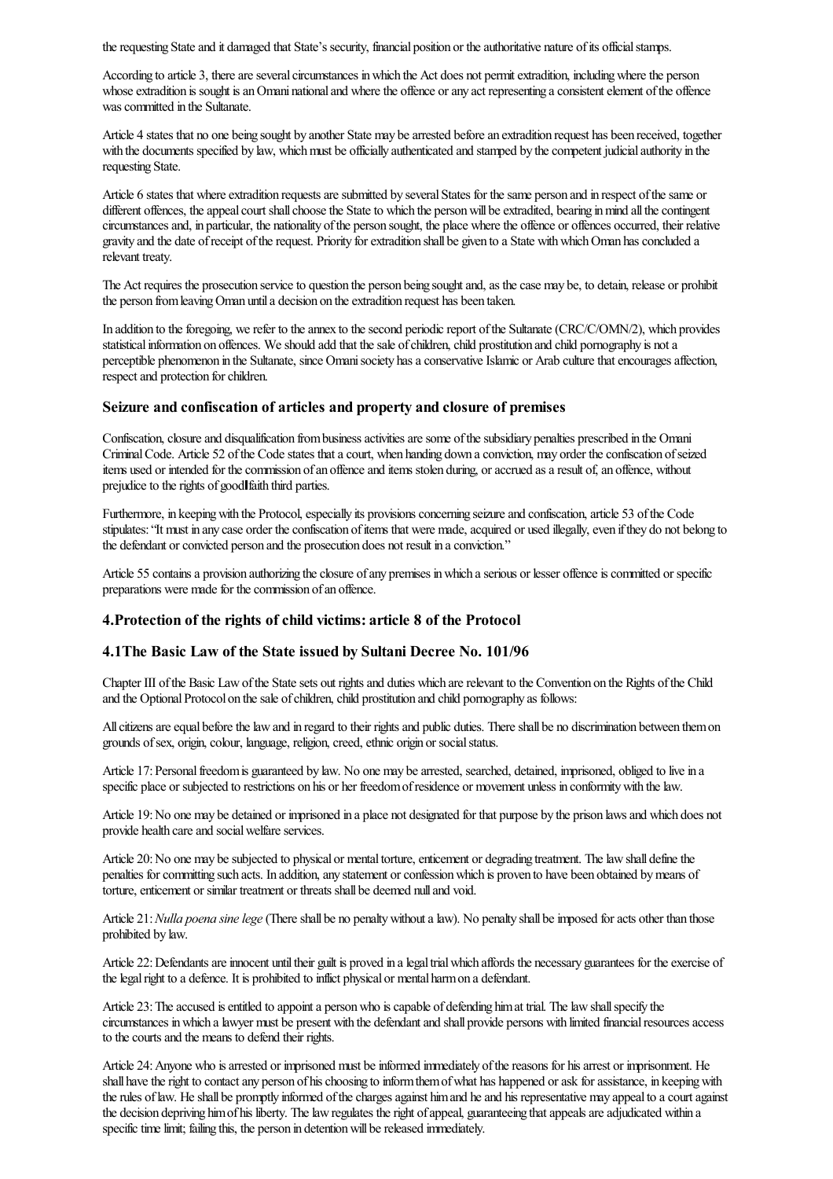the requesting State and it damaged that State's security, financial position or the authoritative nature of its official stamps.

According to article 3, there are several circumstances in which the Act does not permit extradition, including where the person whose extradition is sought is an Omani national and where the offence or any act representing a consistent element of the offence was committed in the Sultanate.

Article 4 states that no one being sought by another State may be arrested before an extradition request has been received, together with the documents specified by law, which must be officially authenticated and stamped by the competent judicial authority in the requesting State.

Article 6 states that where extradition requests are submitted by several States for the same person and in respect of the same or different offences, the appeal court shall choose the State to which the person will be extradited, bearing in mind all the contingent circumstances and, in particular, the nationality of the person sought, the place where the offence or offences occurred, their relative gravity and the date of receipt of the request. Priority for extradition shall be given to a State with which Oman has concluded a relevant treaty.

The Act requires the prosecution service to question the person being sought and, as the case may be, to detain, release or prohibit the person from leaving Oman until a decision on the extradition request has been taken.

In addition to the foregoing, we refer to the annex to the second periodic report of the Sultanate (CRC/C/OMN/2), which provides statistical information on offences. We should add that the sale of children, child prostitution and child pornography is not a perceptible phenomenon in the Sultanate, since Omani society has a conservative Islamic or Arab culture that encourages affection, respect and protection for children.

### Seizure and confiscation of articles and property and closure of premises

Confiscation, closure and disqualification from business activities are some of the subsidiary penalties prescribed in the Omani Criminal Code. Article 52 of the Code states that a court, when handing down a conviction, may order the confiscation of seized items used or intended for the commission of an offence and items stolen during, or accrued as a result of, an offence, without prejudice to the rights of good‑faith third parties.

Furthermore, in keeping with the Protocol, especially its provisions concerning seizure and confiscation, article 53 of the Code stipulates: "It must in any case order the confiscation of items that were made, acquired or used illegally, even if they do not belong to the defendant or convicted person and the prosecution does not result in a conviction."

Article 55 contains a provision authorizing the closure of any premises in which a serious or lesser offence is committed or specific preparations were made for the commission of an offence.

## 4. Protection of the rights of child victims: article 8 of the Protocol

### 4.1 The Basic Law of the State issued by Sultani Decree No. 101/96

Chapter III of the Basic Law of the State sets out rights and duties which are relevant to the Convention on the Rights of the Child and the Optional Protocol on the sale of children, child prostitution and child pornography as follows:

All citizens are equal before the law and in regard to their rights and public duties. There shall be no discrimination between them on grounds of sex, origin, colour, language, religion, creed, ethnic origin or social status.

Article 17: Personal freedom is guaranteed by law. No one may be arrested, searched, detained, imprisoned, obliged to live in a specific place or subjected to restrictions on his or her freedom of residence or movement unless in conformity with the law.

Article 19: No one may be detained or imprisoned in a place not designated for that purpose by the prison laws and which does not provide health care and social welfare services.

Article 20: No one may be subjected to physical or mental torture, enticement or degrading treatment. The law shall define the penalties for committing such acts. In addition, any statement or confession which is proven to have been obtained by means of torture, enticement or similar treatment or threats shall be deemed null and void.

Article 21: *Nulla poena sine lege* (There shall be no penalty without a law). No penalty shall be imposed for acts other than those prohibited by law.

Article 22: Defendants are innocent until their guilt is proved in a legal trial which affords the necessary guarantees for the exercise of the legal right to a defence. It is prohibited to inflict physical or mental harm on a defendant.

Article 23: The accused is entitled to appoint a person who is capable of defending him at trial. The law shall specify the circumstances in which a lawyer must be present with the defendant and shall provide persons with limited financial resources access to the courts and the means to defend their rights.

Article 24: Anyone who is arrested or imprisoned must be informed immediately of the reasons for his arrest or imprisonment. He shall have the right to contact any person of his choosing to inform them of what has happened or ask for assistance, in keeping with the rules of law. He shall be promptly informed of the charges against him and he and his representative may appeal to a court against the decision depriving him of his liberty. The law regulates the right of appeal, guaranteeing that appeals are adjudicated within a specific time limit; failing this, the person in detention will be released immediately.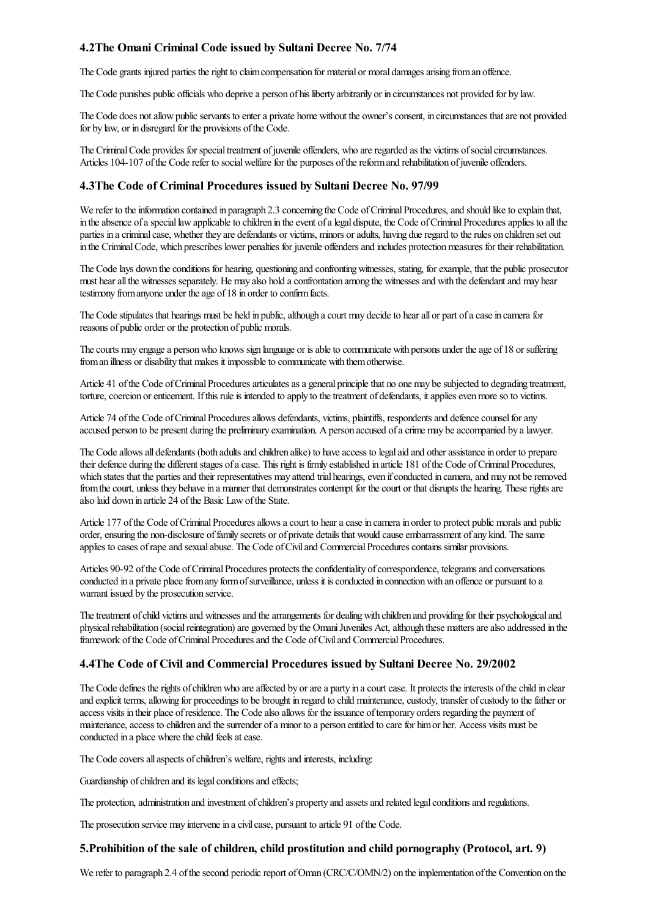### 4.2 The Omani Criminal Code issued by Sultani Decree No. 7/74

The Code grants injured parties the right to claim compensation for material or moral damages arising from an offence.

The Code punishes public officials who deprive a person of his liberty arbitrarily or in circumstances not provided for by law.

The Code does not allow public servants to enter a private home without the owner's consent, in circumstances that are not provided for by law, or in disregard for the provisions of the Code.

The Criminal Code provides for special treatment of juvenile offenders, who are regarded as the victims of social circumstances. Articles 104-107 of the Code refer to social welfare for the purposes of the reform and rehabilitation of juvenile offenders.

### 4.3 The Code of Criminal Procedures issued by Sultani Decree No. 97/99

We refer to the information contained in paragraph 2.3 concerning the Code of Criminal Procedures, and should like to explain that, in the absence of a special law applicable to children in the event of a legal dispute, the Code of Criminal Procedures applies to all the parties in a criminal case, whether they are defendants or victims, minors or adults, having due regard to the rules on children set out in the Criminal Code, which prescribes lower penalties for juvenile offenders and includes protection measures for their rehabilitation.

The Code lays down the conditions for hearing, questioning and confronting witnesses, stating, for example, that the public prosecutor must hear all the witnesses separately. He may also hold a confrontation among the witnesses and with the defendant and may hear testimony from anyone under the age of 18 in order to confirm facts.

The Code stipulates that hearings must be held in public, although a court may decide to hear all or part of a case in camera for reasons of public order or the protection of public morals.

The courts may engage a person who knows sign language or is able to communicate with persons under the age of 18 or suffering from an illness or disability that makes it impossible to communicate with them otherwise.

Article 41 of the Code of Criminal Procedures articulates as a general principle that no one may be subjected to degrading treatment, torture, coercion or enticement. If this rule is intended to apply to the treatment of defendants, it applies even more so to victims.

Article 74 of the Code of Criminal Procedures allows defendants, victims, plaintiffs, respondents and defence counsel for any accused person to be present during the preliminary examination. A person accused of a crime may be accompanied by a lawyer.

The Code allows all defendants (both adults and children alike) to have access to legal aid and other assistance in order to prepare their defence during the different stages of a case. This right is firmly established in article 181 of the Code of Criminal Procedures, which states that the parties and their representatives may attend trial hearings, even if conducted in camera, and may not be removed from the court, unless they behave in a manner that demonstrates contempt for the court or that disrupts the hearing. These rights are also laid down in article 24 of the Basic Law of the State.

Article 177 of the Code of Criminal Procedures allows a court to hear a case in camera in order to protect public morals and public order, ensuring the non-disclosure of family secrets or of private details that would cause embarrassment of any kind. The same applies to cases of rape and sexual abuse. The Code of Civil and Commercial Procedures contains similar provisions.

Articles 90-92 of the Code of Criminal Procedures protects the confidentiality of correspondence, telegrams and conversations conducted in a private place from any form of surveillance, unless it is conducted in connection with an offence or pursuant to a warrant issued by the prosecution service.

The treatment of child victims and witnesses and the arrangements for dealing with children and providing for their psychological and physical rehabilitation (social reintegration) are governed by the Omani Juveniles Act, although these matters are also addressed in the framework of the Code of Criminal Procedures and the Code of Civil and Commercial Procedures.

### 4.4 The Code of Civil and Commercial Procedures issued by Sultani Decree No. 29/2002

The Code defines the rights of children who are affected by or are a party in a court case. It protects the interests of the child in clear and explicit terms, allowing for proceedings to be brought in regard to child maintenance, custody, transfer of custody to the father or access visits in their place of residence. The Code also allows for the issuance of temporary orders regarding the payment of maintenance, access to children and the surrender of a minor to a person entitled to care for him or her. Access visits must be conducted in a place where the child feels at ease.

The Code covers all aspects of children's welfare, rights and interests, including:

Guardianship of children and its legal conditions and effects;

The protection, administration and investment of children's property and assets and related legal conditions and regulations.

The prosecution service may intervene in a civil case, pursuant to article 91 of the Code.

## 5. Prohibition of the sale of children, child prostitution and child pornography (Protocol, art. 9)

We refer to paragraph 2.4 of the second periodic report of Oman (CRC/C/OMN/2) on the implementation of the Convention on the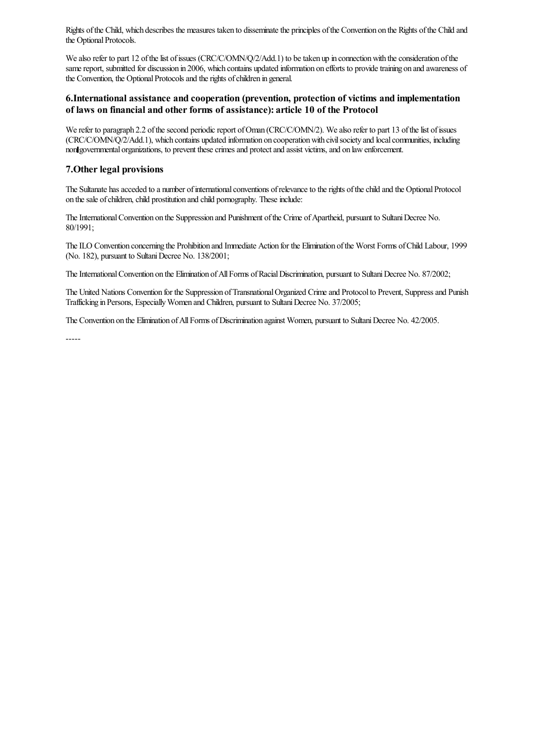Rights of the Child, which describes the measures taken to disseminate the principles of the Convention on the Rights of the Child and the Optional Protocols.

We also refer to part 12 of the list of issues (CRC/C/OMN/Q/2/Add.1) to be taken up in connection with the consideration of the same report, submitted for discussion in 2006, which contains updated information on efforts to provide training on and awareness of the Convention, the Optional Protocols and the rights of children in general.

## 6.International assistance and cooperation (prevention, protection of victims and implementation of laws on financial and other forms of assistance): article 10 of the Protocol

We refer to paragraph 2.2 of the second periodic report of Oman (CRC/C/OMN/2). We also refer to part 13 of the list of issues (CRC/C/OMN/Q/2/Add.1), which contains updated information on cooperation with civil society and local communities, including non‑governmental organizations, to prevent these crimes and protect and assist victims, and on law enforcement.

## 7.Other legal provisions

The Sultanate has acceded to a number of international conventions of relevance to the rights of the child and the Optional Protocol on the sale of children, child prostitution and child pornography. These include:

The International Convention on the Suppression and Punishment of the Crime of Apartheid, pursuant to Sultani Decree No. 80/1991;

The ILO Convention concerning the Prohibition and Immediate Action for the Elimination of the Worst Forms of Child Labour, 1999 (No. 182), pursuant to Sultani Decree No. 138/2001;

The International Convention on the Elimination of All Forms of Racial Discrimination, pursuant to Sultani Decree No. 87/2002;

The United Nations Convention for the Suppression of Transnational Organized Crime and Protocol to Prevent, Suppress and Punish Trafficking in Persons, Especially Women and Children, pursuant to Sultani Decree No. 37/2005;

The Convention on the Elimination of All Forms of Discrimination against Women, pursuant to Sultani Decree No. 42/2005.

-----